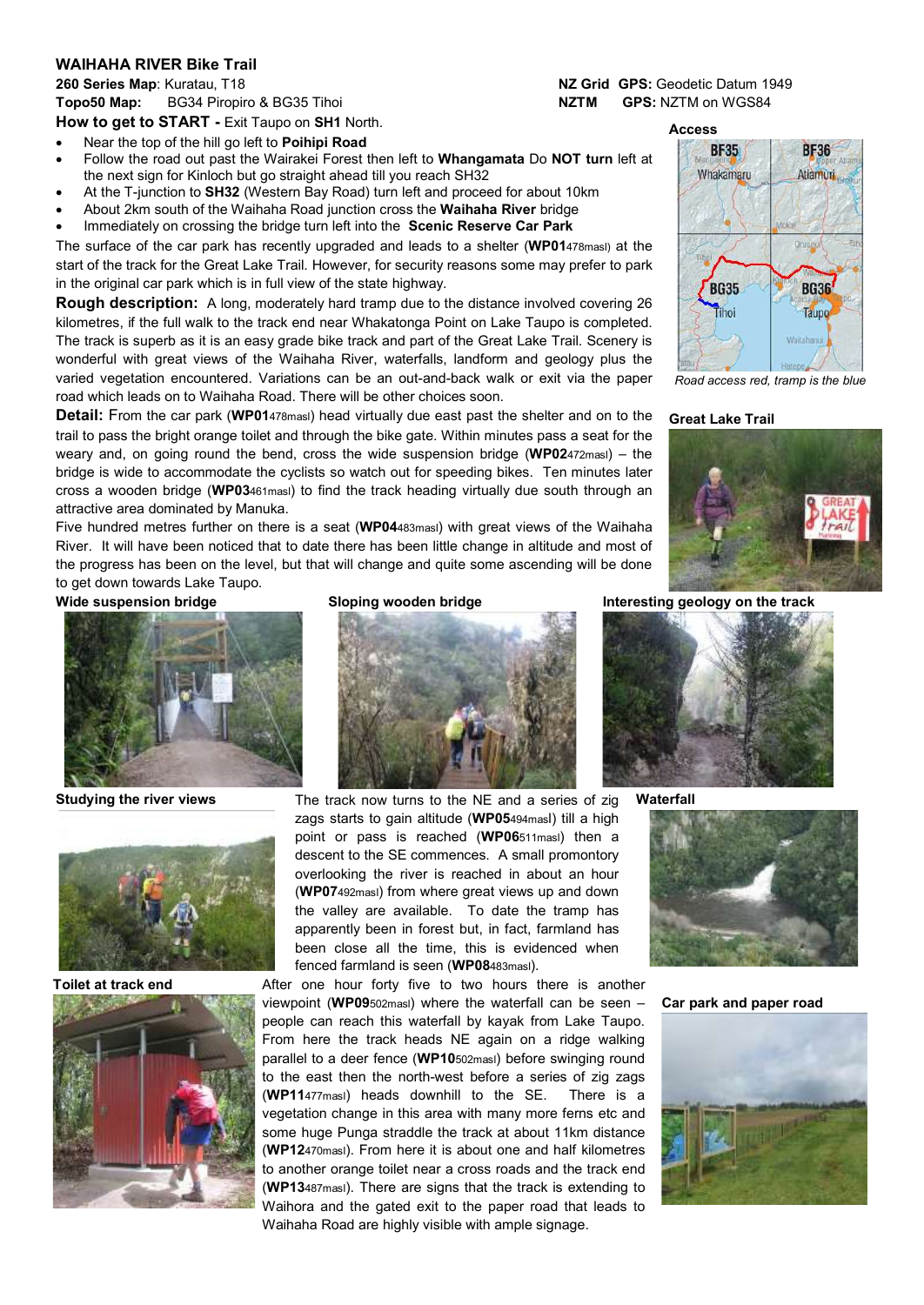## WAIHAHA RIVER Bike Trail

**260 Series Map**: Kuratau, T18
**Topo50 Map:** BG34 Piropiro & BG35 Tihoi

**NZ Grid GPS:** Geodetic Datum 1949
**NZTM GPS:** NZTM on WGS84

**How to get to START -** Exit Taupo on **SH1** North.

- Near the top of the hill go left to **Poihipi Road**
- Follow the road out past the Wairakei Forest then left to **Whangamata** Do **NOT turn** left at the next sign for Kinloch but go straight ahead till you reach SH32
- At the T-junction to **SH32** (Western Bay Road) turn left and proceed for about 10km
- About 2km south of the Waihaha Road junction cross the **Waihaha River** bridge
- Immediately on crossing the bridge turn left into the **Scenic Reserve Car Park**

The surface of the car park has recently upgraded and leads to a shelter (**WP01**478masl) at the start of the track for the Great Lake Trail. However, for security reasons some may prefer to park in the original car park which is in full view of the state highway.

**Access**

Road access red, tramp is the blue

**Rough description:** A long, moderately hard tramp due to the distance involved covering 26 kilometres, if the full walk to the track end near Whakatonga Point on Lake Taupo is completed. The track is superb as it is an easy grade bike track and part of the Great Lake Trail. Scenery is wonderful with great views of the Waihaha River, waterfalls, landform and geology plus the varied vegetation encountered. Variations can be an out-and-back walk or exit via the paper road which leads on to Waihaha Road. There will be other choices soon.

**Detail:** From the car park (**WP01**478masl) head virtually due east past the shelter and on to the trail to pass the bright orange toilet and through the bike gate. Within minutes pass a seat for the weary and, on going round the bend, cross the wide suspension bridge (**WP02**472masl) – the bridge is wide to accommodate the cyclists so watch out for speeding bikes. Ten minutes later cross a wooden bridge (**WP03**461masl) to find the track heading virtually due south through an attractive area dominated by Manuka.

**Great Lake Trail**

Five hundred metres further on there is a seat (**WP04**483masl) with great views of the Waihaha River. It will have been noticed that to date there has been little change in altitude and most of the progress has been on the level, but that will change and quite some ascending will be done to get down towards Lake Taupo.

**Wide suspension bridge**

**Sloping wooden bridge**

**Interesting geology on the track**

**Studying the river views**

The track now turns to the NE and a series of zig zags starts to gain altitude (**WP05**494masl) till a high point or pass is reached (**WP06**511masl) then a descent to the SE commences. A small promontory overlooking the river is reached in about an hour (**WP07**492masl) from where great views up and down the valley are available. To date the tramp has apparently been in forest but, in fact, farmland has been close all the time, this is evidenced when fenced farmland is seen (**WP08**483masl).

**Waterfall**

**Toilet at track end**

After one hour forty five to two hours there is another viewpoint (**WP09**502masl) where the waterfall can be seen – people can reach this waterfall by kayak from Lake Taupo. From here the track heads NE again on a ridge walking parallel to a deer fence (**WP10**502masl) before swinging round to the east then the north-west before a series of zig zags (**WP11**477masl) heads downhill to the SE. There is a vegetation change in this area with many more ferns etc and some huge Punga straddle the track at about 11km distance (**WP12**470masl). From here it is about one and half kilometres to another orange toilet near a cross roads and the track end (**WP13**487masl). There are signs that the track is extending to Waihora and the gated exit to the paper road that leads to Waihaha Road are highly visible with ample signage.

**Car park and paper road**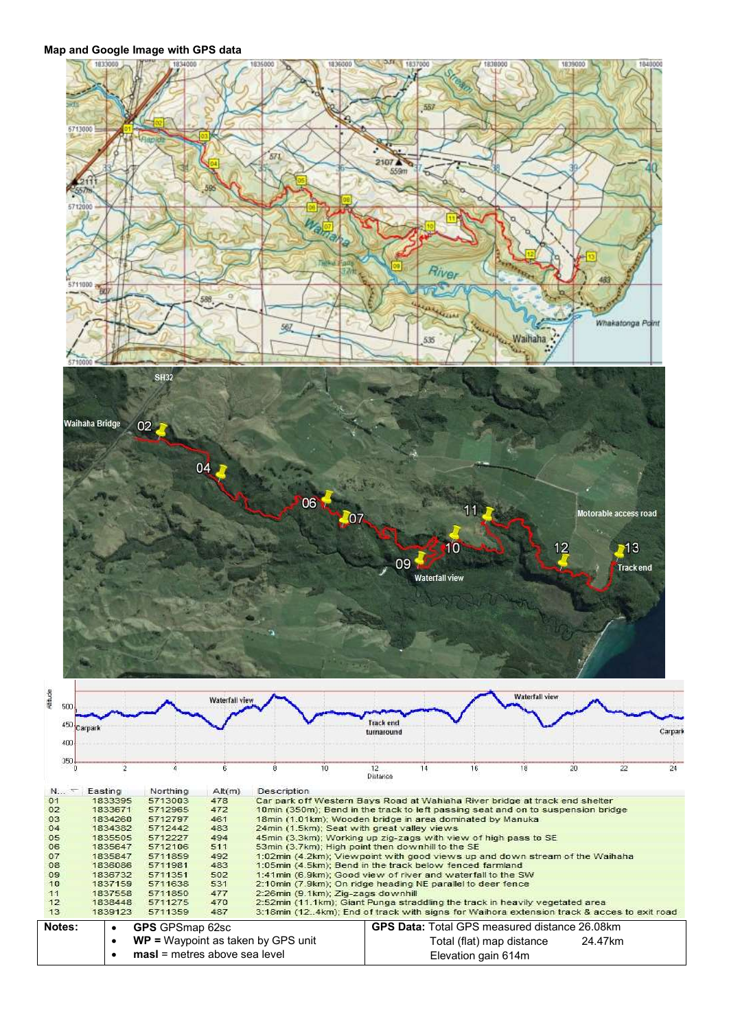**Map and Google Image with GPS data**

SH32

Waihaha Bridge

Motorable access road

Waterfall view

Track end

Altitude

Waterfall view

Waterfall view

Carpark

Track end turnaround

Carpark

Distance

| N... | Easting | Northing | Alt(m) | Description |
|---|---|---|---|---|
| 01 | 1833395 | 5713003 | 478 | Car park off Western Bays Road at Wahiaha River bridge at track end shelter |
| 02 | 1833671 | 5712965 | 472 | 10min (350m); Bend in the track to left passing seat and on to suspension bridge |
| 03 | 1834260 | 5712797 | 461 | 18min (1.01km); Wooden bridge in area dominated by Manuka |
| 04 | 1834382 | 5712442 | 483 | 24min (1.5km); Seat with great valley views |
| 05 | 1835505 | 5712227 | 494 | 45min (3.3km); Working up zig-zags with view of high pass to SE |
| 06 | 1835647 | 5712106 | 511 | 53min (3.7km); High point then downhill to the SE |
| 07 | 1835847 | 5711859 | 492 | 1:02min (4.2km); Viewpoint with good views up and down stream of the Waihaha |
| 08 | 1836086 | 5711981 | 483 | 1:05min (4.5km); Bend in the track below fenced farmland |
| 09 | 1836732 | 5711351 | 502 | 1:41min (6.9km); Good view of river and waterfall to the SW |
| 10 | 1837159 | 5711638 | 531 | 2:10min (7.9km); On ridge heading NE parallel to deer fence |
| 11 | 1837558 | 5711850 | 477 | 2:26min (9.1km); Zig-zags downhill |
| 12 | 1838448 | 5711275 | 470 | 2:52min (11.1km); Giant Punga straddling the track in heavily vegetated area |
| 13 | 1839123 | 5711359 | 487 | 3:18min (12..4km); End of track with signs for Waihora extension track & acces to exit road |

| Notes: | | |
|---|---|---|
| | • **GPS** GPSmap 62sc<br>• **WP =** Waypoint as taken by GPS unit<br>• **masl** = metres above sea level | **GPS Data:** Total GPS measured distance 26.08km<br>Total (flat) map distance 24.47km<br>Elevation gain 614m |